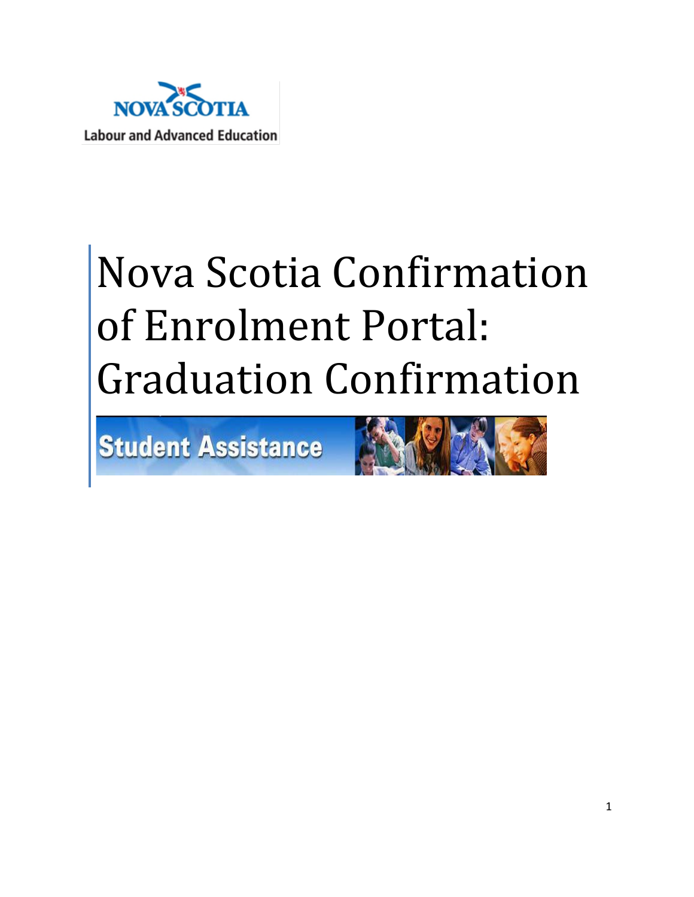NOVA SCOTIA

Labour and Advanced Education

# Nova Scotia Confirmation of Enrolment Portal: Graduation Confirmation

Student Assistance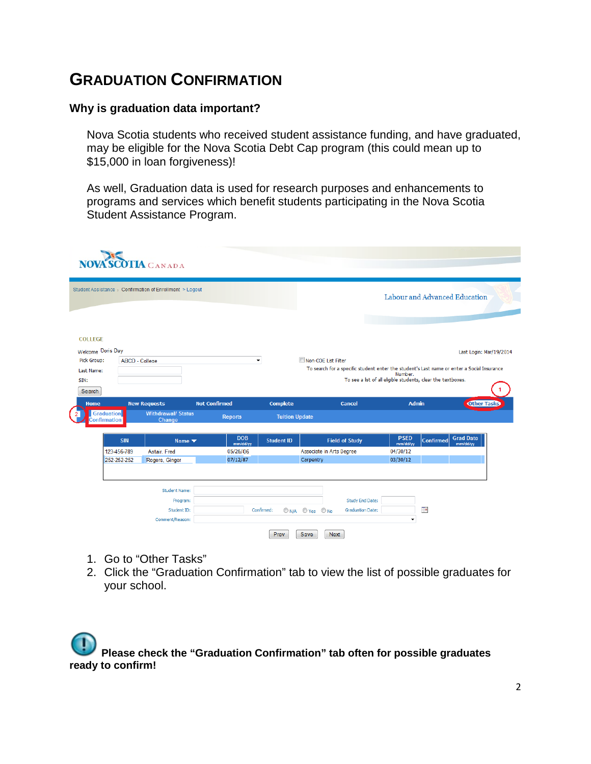# GRADUATION CONFIRMATION

### Why is graduation data important?

Nova Scotia students who received student assistance funding, and have graduated, may be eligible for the Nova Scotia Debt Cap program (this could mean up to $15,000 in loan forgiveness)!

As well, Graduation data is used for research purposes and enhancements to programs and services which benefit students participating in the Nova Scotia Student Assistance Program.

1. Go to "Other Tasks"
2. Click the "Graduation Confirmation" tab to view the list of possible graduates for your school.

**Please check the "Graduation Confirmation" tab often for possible graduates ready to confirm!**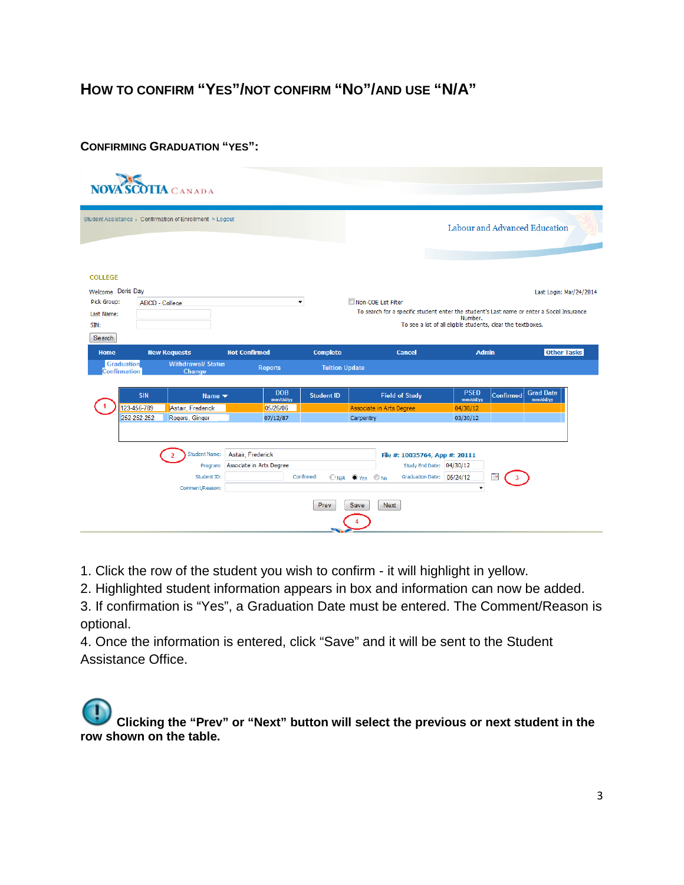# How to confirm "Yes"/not confirm "No"/and use "N/A"

## Confirming Graduation "Yes":

1. Click the row of the student you wish to confirm - it will highlight in yellow.
2. Highlighted student information appears in box and information can now be added.
3. If confirmation is "Yes", a Graduation Date must be entered. The Comment/Reason is optional.
4. Once the information is entered, click "Save" and it will be sent to the Student Assistance Office.

**Clicking the "Prev" or "Next" button will select the previous or next student in the row shown on the table.**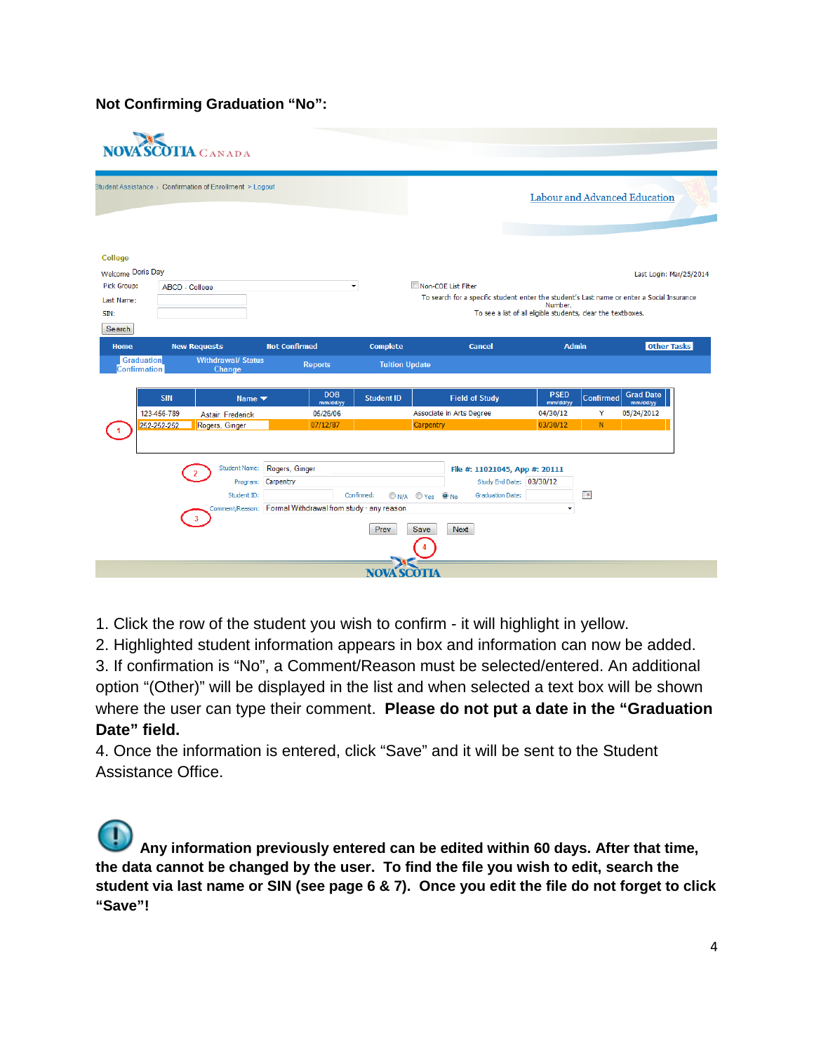**Not Confirming Graduation "No":**

1. Click the row of the student you wish to confirm - it will highlight in yellow.
2. Highlighted student information appears in box and information can now be added.
3. If confirmation is "No", a Comment/Reason must be selected/entered. An additional option "(Other)" will be displayed in the list and when selected a text box will be shown where the user can type their comment. **Please do not put a date in the "Graduation Date" field.**
4. Once the information is entered, click "Save" and it will be sent to the Student Assistance Office.

**Any information previously entered can be edited within 60 days. After that time, the data cannot be changed by the user. To find the file you wish to edit, search the student via last name or SIN (see page 6 & 7). Once you edit the file do not forget to click "Save"!**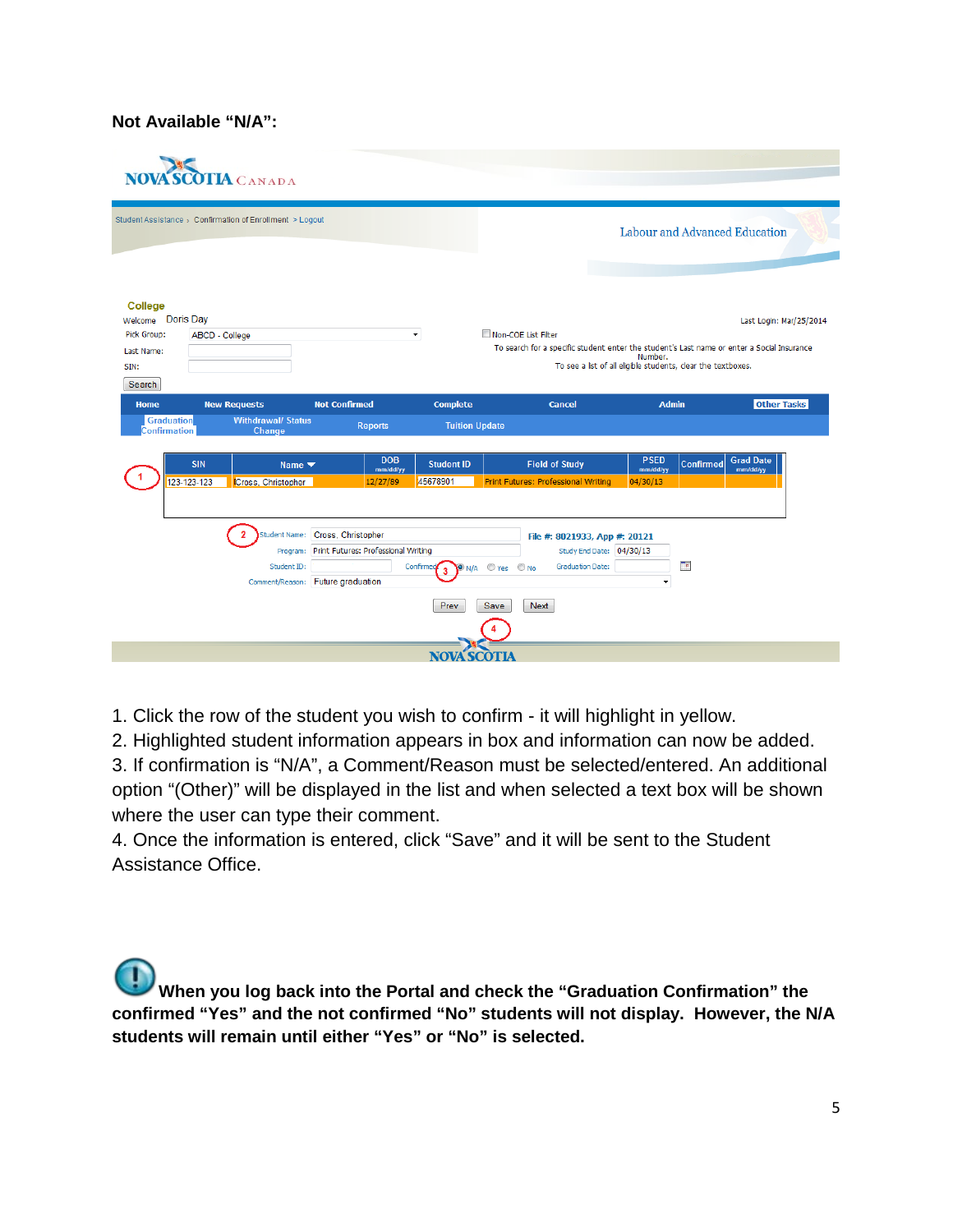**Not Available "N/A":**

NOVA SCOTIA CANADA

Student Assistance › Confirmation of Enrollment > Logout

Labour and Advanced Education

College

Welcome Doris Day

Last Login: Mar/25/2014

Pick Group: ABCD - College

Non-COE List Filter

Last Name:

To search for a specific student enter the student's Last name or enter a Social Insurance Number.

SIN:

To see a list of all eligible students, clear the textboxes.

Search

Home | New Requests | Not Confirmed | Complete | Cancel | Admin | Other Tasks

Graduation Confirmation | Withdrawal/ Status Change | Reports | Tuition Update

| SIN | Name | DOB mm/dd/yy | Student ID | Field of Study | PSED mm/dd/yy | Confirmed | Grad Date mm/dd/yy |
|---|---|---|---|---|---|---|---|
| 123-123-123 | Cross, Christopher | 12/27/89 | 45678901 | Print Futures: Professional Writing | 04/30/13 | | |

Student Name: Cross, Christopher

File #: 8021933, App #: 20121

Program: Print Futures: Professional Writing

Study End Date: 04/30/13

Student ID:

Confirmed: N/A Yes No

Graduation Date:

Comment/Reason: Future graduation

Prev | Save | Next

1. Click the row of the student you wish to confirm - it will highlight in yellow.
2. Highlighted student information appears in box and information can now be added.
3. If confirmation is "N/A", a Comment/Reason must be selected/entered. An additional option "(Other)" will be displayed in the list and when selected a text box will be shown where the user can type their comment.
4. Once the information is entered, click "Save" and it will be sent to the Student Assistance Office.

**When you log back into the Portal and check the "Graduation Confirmation" the confirmed "Yes" and the not confirmed "No" students will not display. However, the N/A students will remain until either "Yes" or "No" is selected.**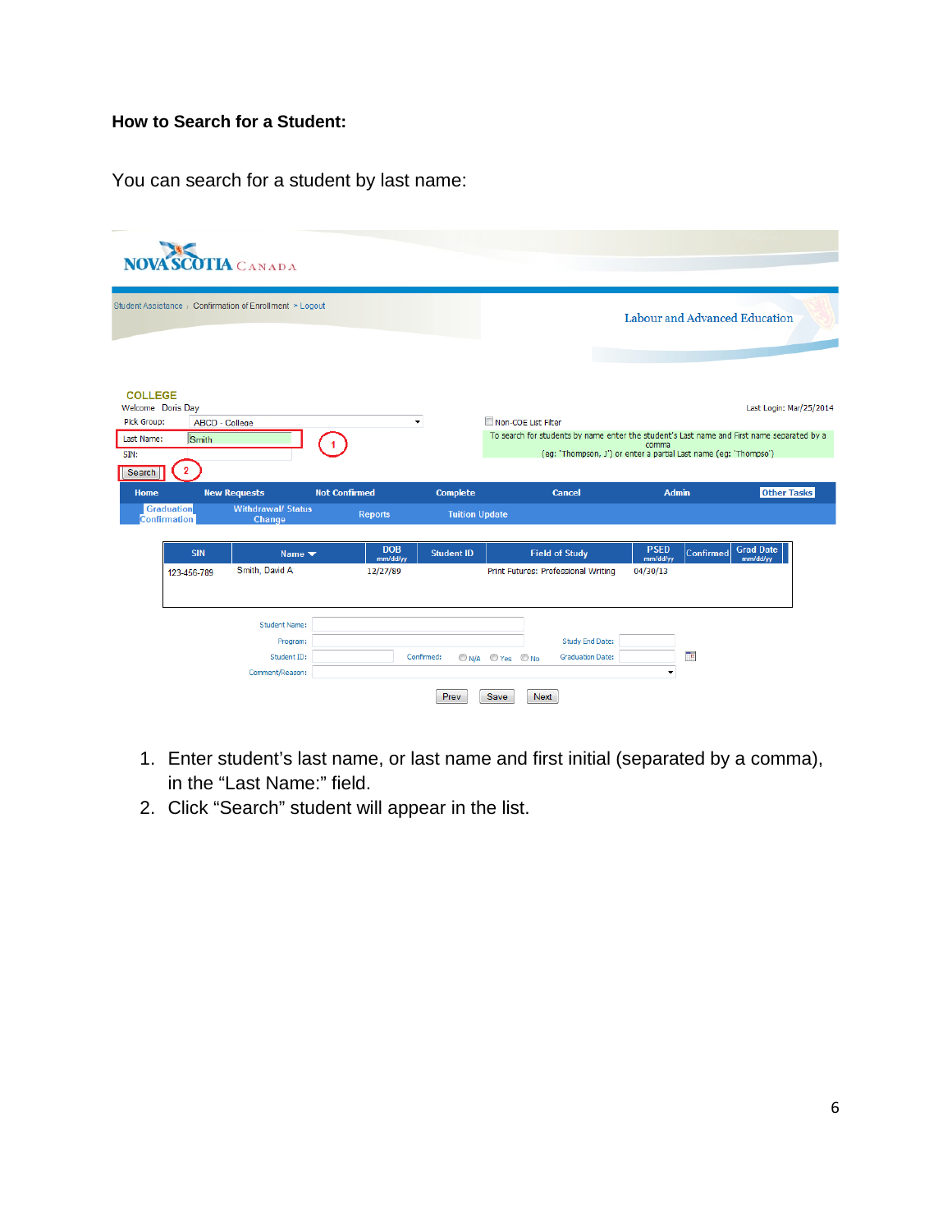**How to Search for a Student:**

You can search for a student by last name:

1. Enter student's last name, or last name and first initial (separated by a comma), in the "Last Name:" field.
2. Click "Search" student will appear in the list.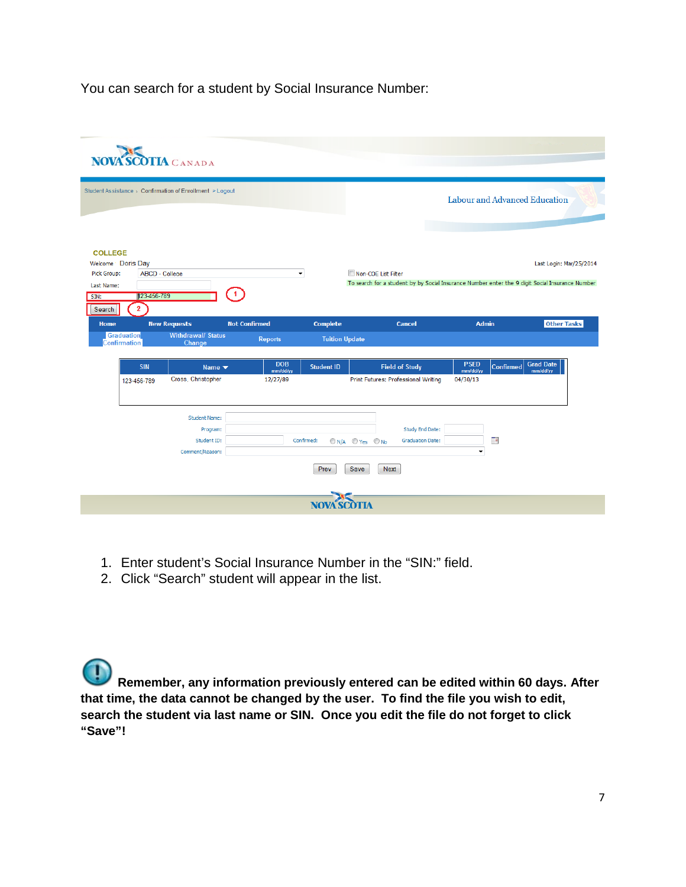You can search for a student by Social Insurance Number:

1. Enter student's Social Insurance Number in the "SIN:" field.
2. Click "Search" student will appear in the list.

**Remember, any information previously entered can be edited within 60 days. After that time, the data cannot be changed by the user. To find the file you wish to edit, search the student via last name or SIN. Once you edit the file do not forget to click "Save"!**